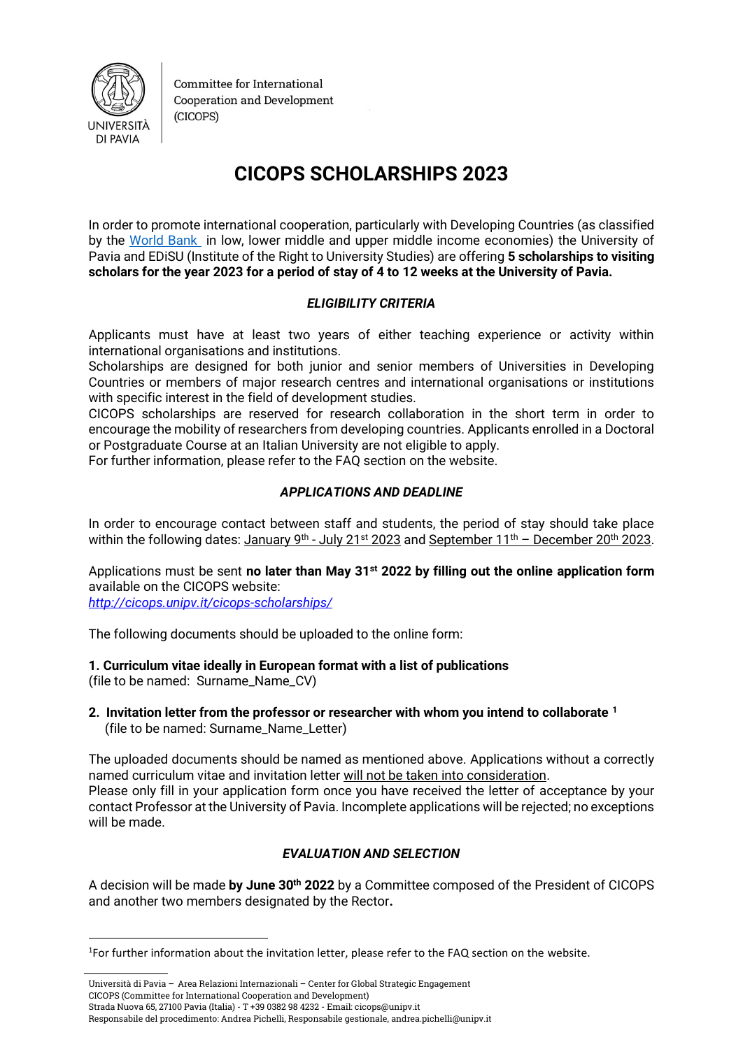Committee for International Cooperation and Development (CICOPS)

# CICOPS SCHOLARSHIPS 2023

In order to promote international cooperation, particularly with Developing Countries (as classified by the [World Bank](World Bank) in low, lower middle and upper middle income economies) the University of Pavia and EDiSU (Institute of the Right to University Studies) are offering **5 scholarships to visiting scholars for the year 2023 for a period of stay of 4 to 12 weeks at the University of Pavia.**

### *ELIGIBILITY CRITERIA*

Applicants must have at least two years of either teaching experience or activity within international organisations and institutions.
Scholarships are designed for both junior and senior members of Universities in Developing Countries or members of major research centres and international organisations or institutions with specific interest in the field of development studies.
CICOPS scholarships are reserved for research collaboration in the short term in order to encourage the mobility of researchers from developing countries. Applicants enrolled in a Doctoral or Postgraduate Course at an Italian University are not eligible to apply.
For further information, please refer to the FAQ section on the website.

### *APPLICATIONS AND DEADLINE*

In order to encourage contact between staff and students, the period of stay should take place within the following dates: <u>January 9th - July 21st 2023</u> and <u>September 11th – December 20th 2023</u>.

Applications must be sent **no later than May 31st 2022 by filling out the online application form** available on the CICOPS website:
*http://cicops.unipv.it/cicops-scholarships/*

The following documents should be uploaded to the online form:

**1. Curriculum vitae ideally in European format with a list of publications**
(file to be named: Surname_Name_CV)

**2. Invitation letter from the professor or researcher with whom you intend to collaborate [1]**
(file to be named: Surname_Name_Letter)

The uploaded documents should be named as mentioned above. Applications without a correctly named curriculum vitae and invitation letter <u>will not be taken into consideration</u>.
Please only fill in your application form once you have received the letter of acceptance by your contact Professor at the University of Pavia. Incomplete applications will be rejected; no exceptions will be made.

### *EVALUATION AND SELECTION*

A decision will be made **by June 30th 2022** by a Committee composed of the President of CICOPS and another two members designated by the Rector**.**

---

[1] For further information about the invitation letter, please refer to the FAQ section on the website.

Università di Pavia – Area Relazioni Internazionali – Center for Global Strategic Engagement
CICOPS (Committee for International Cooperation and Development)
Strada Nuova 65, 27100 Pavia (Italia) - T +39 0382 98 4232 - Email: cicops@unipv.it
Responsabile del procedimento: Andrea Pichelli, Responsabile gestionale, andrea.pichelli@unipv.it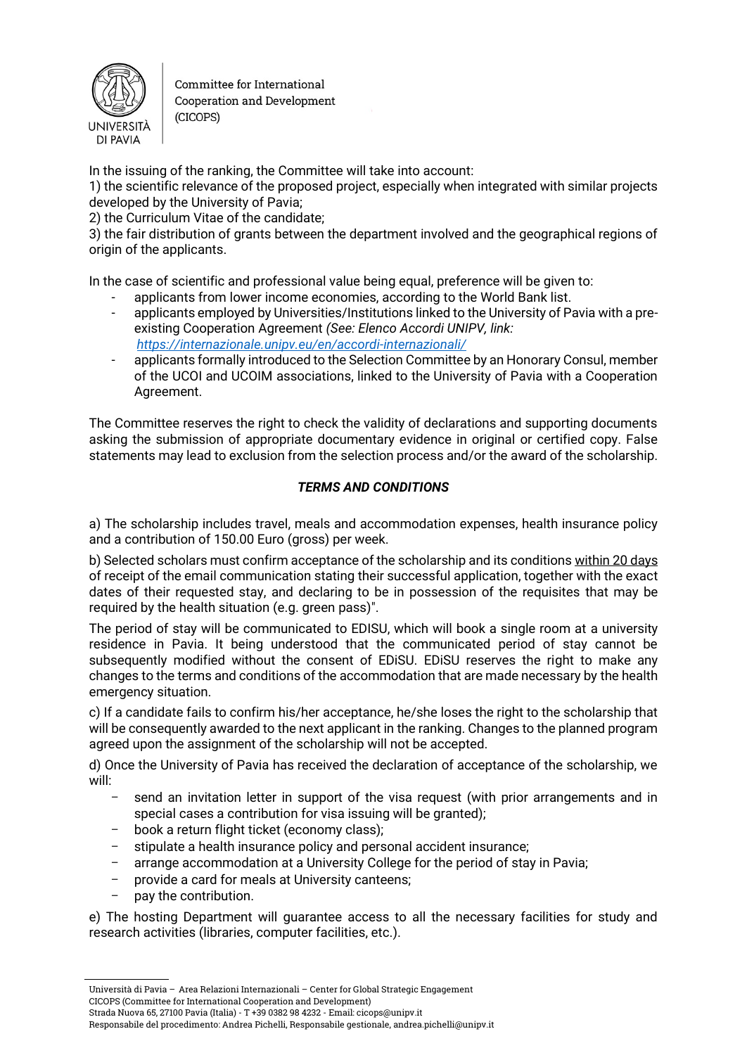In the issuing of the ranking, the Committee will take into account:
1) the scientific relevance of the proposed project, especially when integrated with similar projects developed by the University of Pavia;
2) the Curriculum Vitae of the candidate;
3) the fair distribution of grants between the department involved and the geographical regions of origin of the applicants.

In the case of scientific and professional value being equal, preference will be given to:

- applicants from lower income economies, according to the World Bank list.
- applicants employed by Universities/Institutions linked to the University of Pavia with a pre-existing Cooperation Agreement *(See: Elenco Accordi UNIPV, link: https://internazionale.unipv.eu/en/accordi-internazionali/*
- applicants formally introduced to the Selection Committee by an Honorary Consul, member of the UCOI and UCOIM associations, linked to the University of Pavia with a Cooperation Agreement.

The Committee reserves the right to check the validity of declarations and supporting documents asking the submission of appropriate documentary evidence in original or certified copy. False statements may lead to exclusion from the selection process and/or the award of the scholarship.

***TERMS AND CONDITIONS***

a) The scholarship includes travel, meals and accommodation expenses, health insurance policy and a contribution of 150.00 Euro (gross) per week.

b) Selected scholars must confirm acceptance of the scholarship and its conditions within 20 days of receipt of the email communication stating their successful application, together with the exact dates of their requested stay, and declaring to be in possession of the requisites that may be required by the health situation (e.g. green pass)".

The period of stay will be communicated to EDISU, which will book a single room at a university residence in Pavia. It being understood that the communicated period of stay cannot be subsequently modified without the consent of EDiSU. EDiSU reserves the right to make any changes to the terms and conditions of the accommodation that are made necessary by the health emergency situation.

c) If a candidate fails to confirm his/her acceptance, he/she loses the right to the scholarship that will be consequently awarded to the next applicant in the ranking. Changes to the planned program agreed upon the assignment of the scholarship will not be accepted.

d) Once the University of Pavia has received the declaration of acceptance of the scholarship, we will:

- send an invitation letter in support of the visa request (with prior arrangements and in special cases a contribution for visa issuing will be granted);
- book a return flight ticket (economy class);
- stipulate a health insurance policy and personal accident insurance;
- arrange accommodation at a University College for the period of stay in Pavia;
- provide a card for meals at University canteens;
- pay the contribution.

e) The hosting Department will guarantee access to all the necessary facilities for study and research activities (libraries, computer facilities, etc.).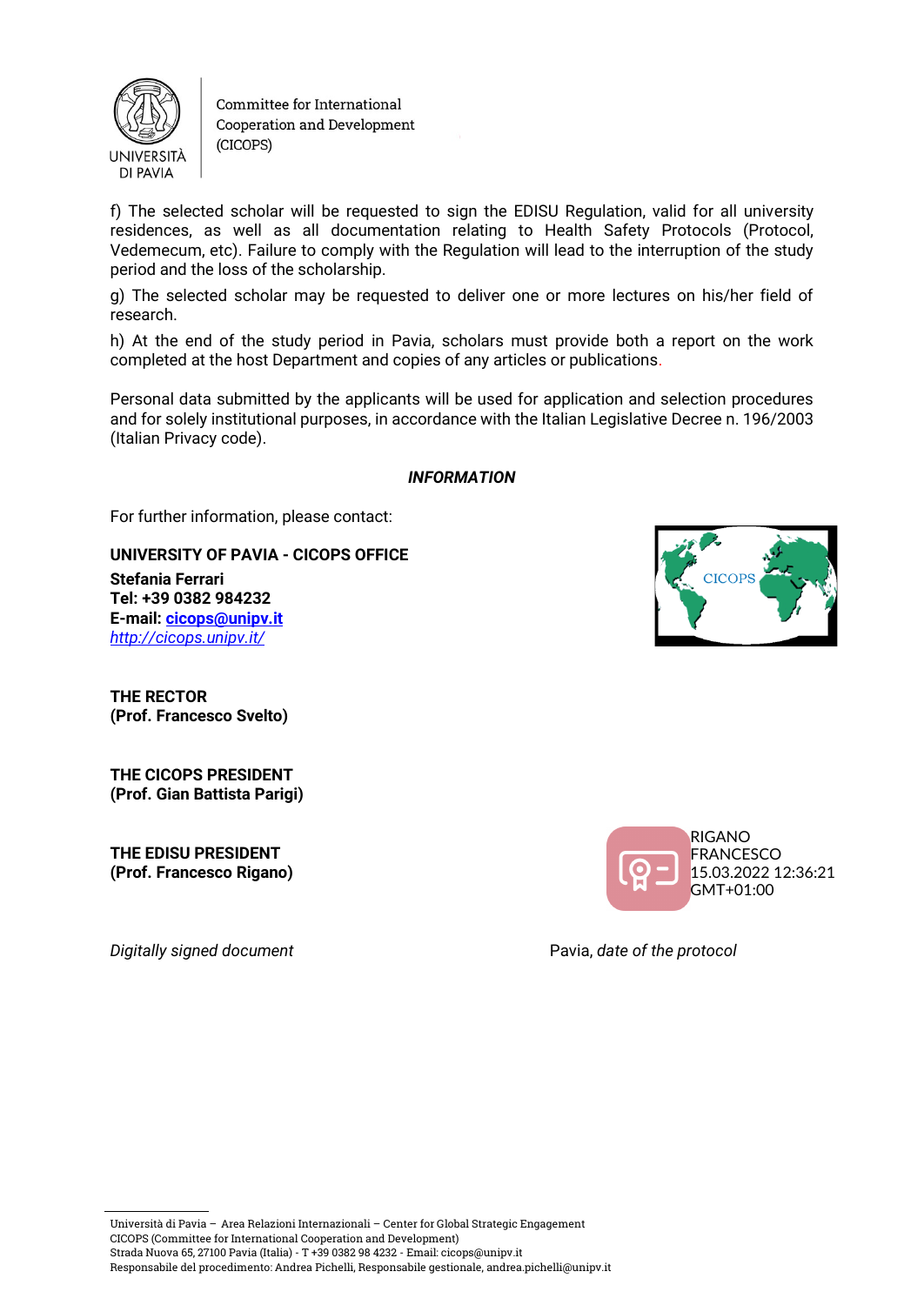Committee for International Cooperation and Development (CICOPS)

f) The selected scholar will be requested to sign the EDISU Regulation, valid for all university residences, as well as all documentation relating to Health Safety Protocols (Protocol, Vedemecum, etc). Failure to comply with the Regulation will lead to the interruption of the study period and the loss of the scholarship.

g) The selected scholar may be requested to deliver one or more lectures on his/her field of research.

h) At the end of the study period in Pavia, scholars must provide both a report on the work completed at the host Department and copies of any articles or publications.

Personal data submitted by the applicants will be used for application and selection procedures and for solely institutional purposes, in accordance with the Italian Legislative Decree n. 196/2003 (Italian Privacy code).

***INFORMATION***

For further information, please contact:

**UNIVERSITY OF PAVIA - CICOPS OFFICE**
**Stefania Ferrari**
**Tel: +39 0382 984232**
**E-mail: cicops@unipv.it**
*http://cicops.unipv.it/*

**THE RECTOR**
**(Prof. Francesco Svelto)**

**THE CICOPS PRESIDENT**
**(Prof. Gian Battista Parigi)**

**THE EDISU PRESIDENT**
**(Prof. Francesco Rigano)**

RIGANO FRANCESCO
15.03.2022 12:36:21 GMT+01:00

*Digitally signed document*

Pavia, *date of the protocol*

Università di Pavia – Area Relazioni Internazionali – Center for Global Strategic Engagement
CICOPS (Committee for International Cooperation and Development)
Strada Nuova 65, 27100 Pavia (Italia) - T +39 0382 98 4232 - Email: cicops@unipv.it
Responsabile del procedimento: Andrea Pichelli, Responsabile gestionale, andrea.pichelli@unipv.it